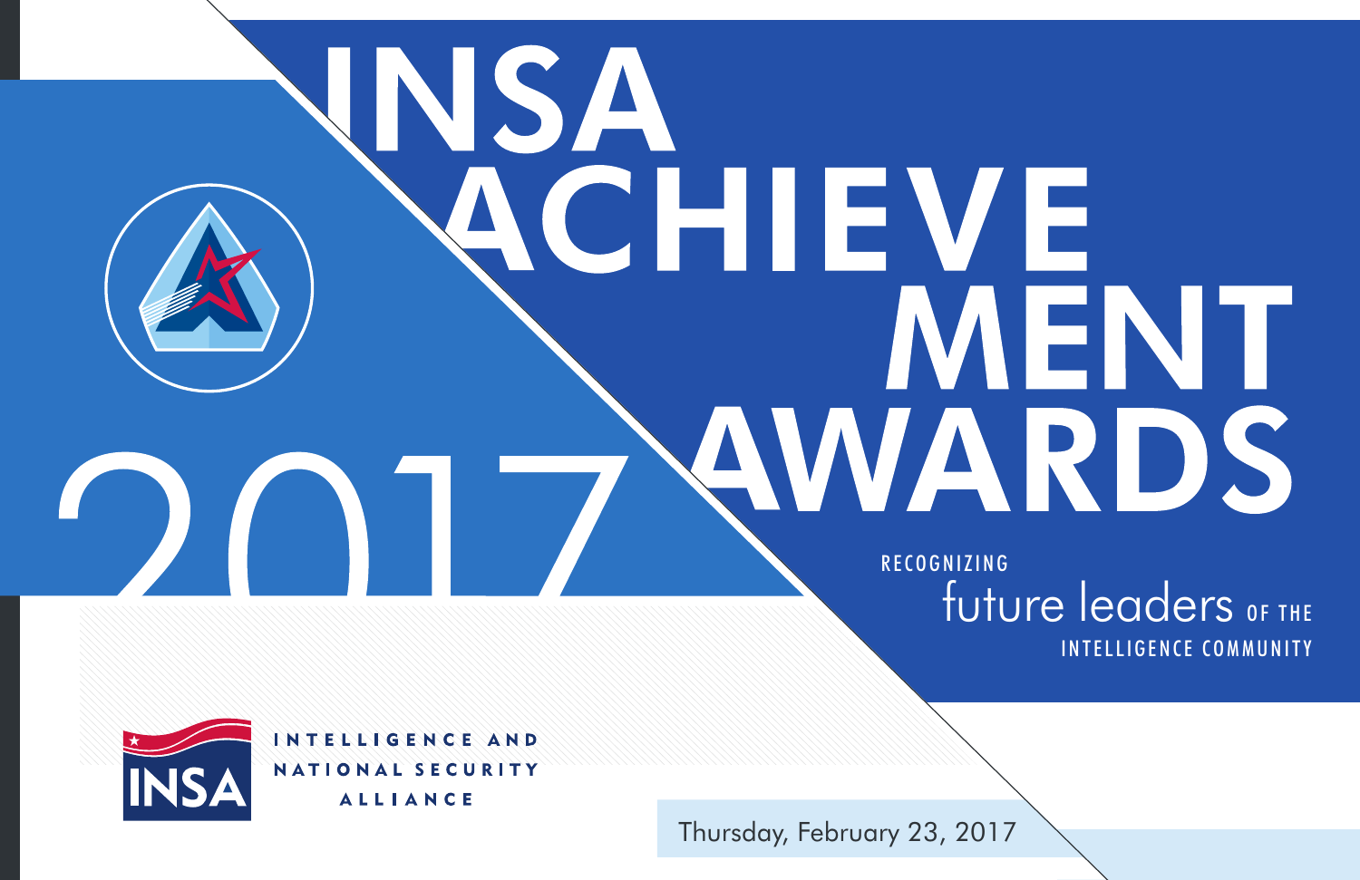# INSA ACHIEVEMENT AWARDS

# 2017

RECOGNIZING

future leaders OF THE

INTELLIGENCE COMMUNITY

INSA

INTELLIGENCE AND NATIONAL SECURITY ALLIANCE

Thursday, February 23, 2017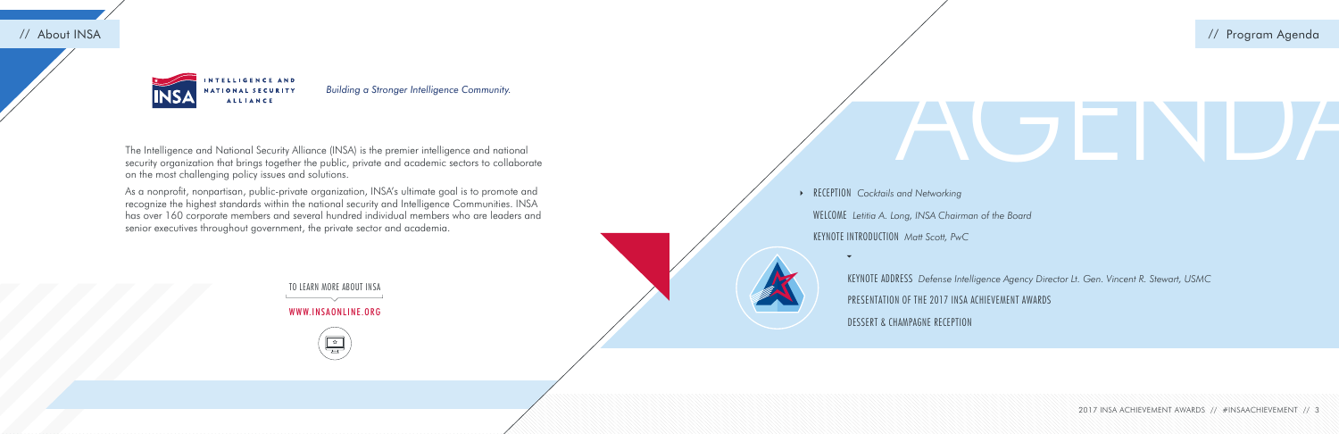## About INSA

INTELLIGENCE AND NATIONAL SECURITY ALLIANCE

*Building a Stronger Intelligence Community.*

The Intelligence and National Security Alliance (INSA) is the premier intelligence and national security organization that brings together the public, private and academic sectors to collaborate on the most challenging policy issues and solutions.

As a nonprofit, nonpartisan, public-private organization, INSA's ultimate goal is to promote and recognize the highest standards within the national security and Intelligence Communities. INSA has over 160 corporate members and several hundred individual members who are leaders and senior executives throughout government, the private sector and academia.

TO LEARN MORE ABOUT INSA

WWW.INSAONLINE.ORG

## Program Agenda

# AGENDA

- RECEPTION *Cocktails and Networking*

WELCOME *Letitia A. Long, INSA Chairman of the Board*

KEYNOTE INTRODUCTION *Matt Scott, PwC*

KEYNOTE ADDRESS *Defense Intelligence Agency Director Lt. Gen. Vincent R. Stewart, USMC*

PRESENTATION OF THE 2017 INSA ACHIEVEMENT AWARDS

DESSERT & CHAMPAGNE RECEPTION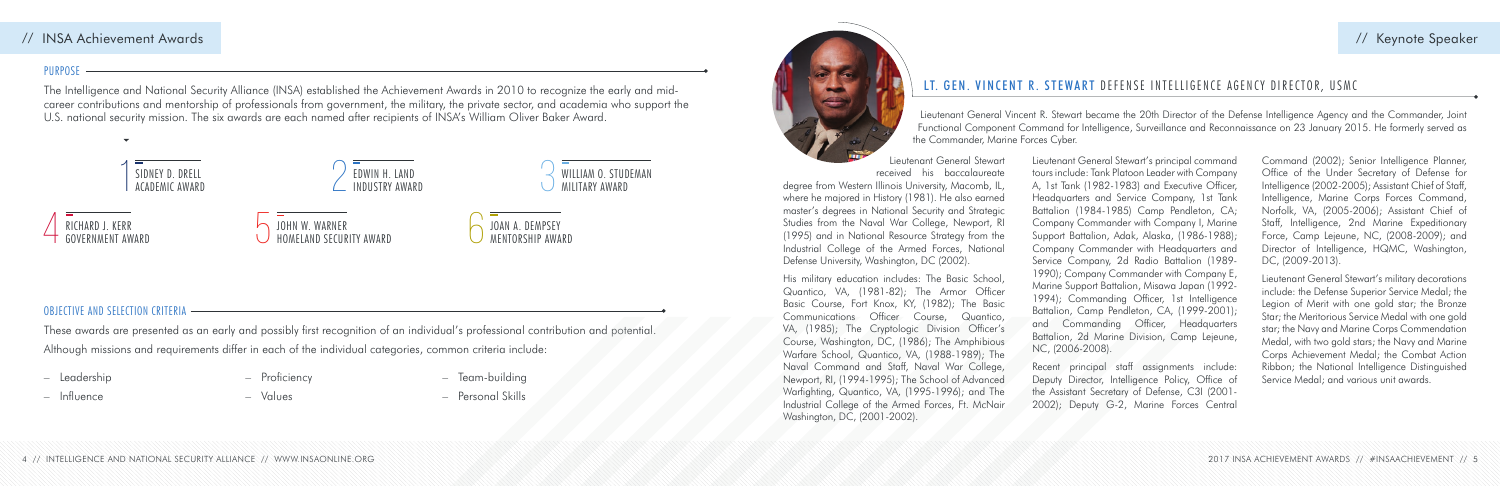## PURPOSE

The Intelligence and National Security Alliance (INSA) established the Achievement Awards in 2010 to recognize the early and mid-career contributions and mentorship of professionals from government, the military, the private sector, and academia who support the U.S. national security mission. The six awards are each named after recipients of INSA's William Oliver Baker Award.

1. SIDNEY D. DRELL ACADEMIC AWARD
2. EDWIN H. LAND INDUSTRY AWARD
3. WILLIAM O. STUDEMAN MILITARY AWARD
4. RICHARD J. KERR GOVERNMENT AWARD
5. JOHN W. WARNER HOMELAND SECURITY AWARD
6. JOAN A. DEMPSEY MENTORSHIP AWARD

## OBJECTIVE AND SELECTION CRITERIA

These awards are presented as an early and possibly first recognition of an individual's professional contribution and potential.

Although missions and requirements differ in each of the individual categories, common criteria include:

- Leadership
- Influence
- Proficiency
- Values
- Team-building
- Personal Skills

## LT. GEN. VINCENT R. STEWART DEFENSE INTELLIGENCE AGENCY DIRECTOR, USMC

Lieutenant General Vincent R. Stewart became the 20th Director of the Defense Intelligence Agency and the Commander, Joint Functional Component Command for Intelligence, Surveillance and Reconnaissance on 23 January 2015. He formerly served as the Commander, Marine Forces Cyber.

Lieutenant General Stewart received his baccalaureate degree from Western Illinois University, Macomb, IL, where he majored in History (1981). He also earned master's degrees in National Security and Strategic Studies from the Naval War College, Newport, RI (1995) and in National Resource Strategy from the Industrial College of the Armed Forces, National Defense University, Washington, DC (2002).

His military education includes: The Basic School, Quantico, VA, (1981-82); The Armor Officer Basic Course, Fort Knox, KY, (1982); The Basic Communications Officer Course, Quantico, VA, (1985); The Cryptologic Division Officer's Course, Washington, DC, (1986); The Amphibious Warfare School, Quantico, VA, (1988-1989); The Naval Command and Staff, Naval War College, Newport, RI, (1994-1995); The School of Advanced Warfighting, Quantico, VA, (1995-1996); and The Industrial College of the Armed Forces, Ft. McNair Washington, DC, (2001-2002).

Lieutenant General Stewart's principal command tours include: Tank Platoon Leader with Company A, 1st Tank (1982-1983) and Executive Officer, Headquarters and Service Company, 1st Tank Battalion (1984-1985) Camp Pendleton, CA; Company Commander with Company I, Marine Support Battalion, Adak, Alaska, (1986-1988); Company Commander with Headquarters and Service Company, 2d Radio Battalion (1989-1990); Company Commander with Company E, Marine Support Battalion, Misawa Japan (1992-1994); Commanding Officer, 1st Intelligence Battalion, Camp Pendleton, CA, (1999-2001); and Commanding Officer, Headquarters Battalion, 2d Marine Division, Camp Lejeune, NC, (2006-2008).

Recent principal staff assignments include: Deputy Director, Intelligence Policy, Office of the Assistant Secretary of Defense, C3I (2001-2002); Deputy G-2, Marine Forces Central Command (2002); Senior Intelligence Planner, Office of the Under Secretary of Defense for Intelligence (2002-2005); Assistant Chief of Staff, Intelligence, Marine Corps Forces Command, Norfolk, VA, (2005-2006); Assistant Chief of Staff, Intelligence, 2nd Marine Expeditionary Force, Camp Lejeune, NC, (2008-2009); and Director of Intelligence, HQMC, Washington, DC, (2009-2013).

Lieutenant General Stewart's military decorations include: the Defense Superior Service Medal; the Legion of Merit with one gold star; the Bronze Star; the Meritorious Service Medal with one gold star; the Navy and Marine Corps Commendation Medal, with two gold stars; the Navy and Marine Corps Achievement Medal; the Combat Action Ribbon; the National Intelligence Distinguished Service Medal; and various unit awards.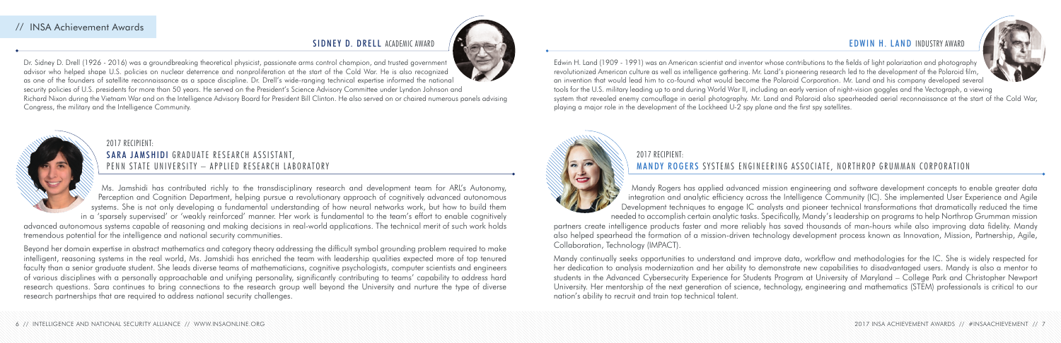## SIDNEY D. DRELL ACADEMIC AWARD

Dr. Sidney D. Drell (1926 - 2016) was a groundbreaking theoretical physicist, passionate arms control champion, and trusted government advisor who helped shape U.S. policies on nuclear deterrence and nonproliferation at the start of the Cold War. He is also recognized as one of the founders of satellite reconnaissance as a space discipline. Dr. Drell's wide-ranging technical expertise informed the national security policies of U.S. presidents for more than 50 years. He served on the President's Science Advisory Committee under Lyndon Johnson and Richard Nixon during the Vietnam War and on the Intelligence Advisory Board for President Bill Clinton. He also served on or chaired numerous panels advising Congress, the military and the Intelligence Community.

### 2017 RECIPIENT:
### SARA JAMSHIDI GRADUATE RESEARCH ASSISTANT, PENN STATE UNIVERSITY – APPLIED RESEARCH LABORATORY

Ms. Jamshidi has contributed richly to the transdisciplinary research and development team for ARL's Autonomy, Perception and Cognition Department, helping pursue a revolutionary approach of cognitively advanced autonomous systems. She is not only developing a fundamental understanding of how neural networks work, but how to build them in a 'sparsely supervised' or 'weakly reinforced' manner. Her work is fundamental to the team's effort to enable cognitively advanced autonomous systems capable of reasoning and making decisions in real-world applications. The technical merit of such work holds tremendous potential for the intelligence and national security communities.

Beyond her domain expertise in abstract mathematics and category theory addressing the difficult symbol grounding problem required to make intelligent, reasoning systems in the real world, Ms. Jamshidi has enriched the team with leadership qualities expected more of top tenured faculty than a senior graduate student. She leads diverse teams of mathematicians, cognitive psychologists, computer scientists and engineers of various disciplines with a personally approachable and unifying personality, significantly contributing to teams' capability to address hard research questions. Sara continues to bring connections to the research group well beyond the University and nurture the type of diverse research partnerships that are required to address national security challenges.

## EDWIN H. LAND INDUSTRY AWARD

Edwin H. Land (1909 - 1991) was an American scientist and inventor whose contributions to the fields of light polarization and photography revolutionized American culture as well as intelligence gathering. Mr. Land's pioneering research led to the development of the Polaroid film, an invention that would lead him to co-found what would become the Polaroid Corporation. Mr. Land and his company developed several tools for the U.S. military leading up to and during World War II, including an early version of night-vision goggles and the Vectograph, a viewing system that revealed enemy camouflage in aerial photography. Mr. Land and Polaroid also spearheaded aerial reconnaissance at the start of the Cold War, playing a major role in the development of the Lockheed U-2 spy plane and the first spy satellites.

### 2017 RECIPIENT:
### MANDY ROGERS SYSTEMS ENGINEERING ASSOCIATE, NORTHROP GRUMMAN CORPORATION

Mandy Rogers has applied advanced mission engineering and software development concepts to enable greater data integration and analytic efficiency across the Intelligence Community (IC). She implemented User Experience and Agile Development techniques to engage IC analysts and pioneer technical transformations that dramatically reduced the time needed to accomplish certain analytic tasks. Specifically, Mandy's leadership on programs to help Northrop Grumman mission partners create intelligence products faster and more reliably has saved thousands of man-hours while also improving data fidelity. Mandy also helped spearhead the formation of a mission-driven technology development process known as Innovation, Mission, Partnership, Agile, Collaboration, Technology (IMPACT).

Mandy continually seeks opportunities to understand and improve data, workflow and methodologies for the IC. She is widely respected for her dedication to analysis modernization and her ability to demonstrate new capabilities to disadvantaged users. Mandy is also a mentor to students in the Advanced Cybersecurity Experience for Students Program at University of Maryland – College Park and Christopher Newport University. Her mentorship of the next generation of science, technology, engineering and mathematics (STEM) professionals is critical to our nation's ability to recruit and train top technical talent.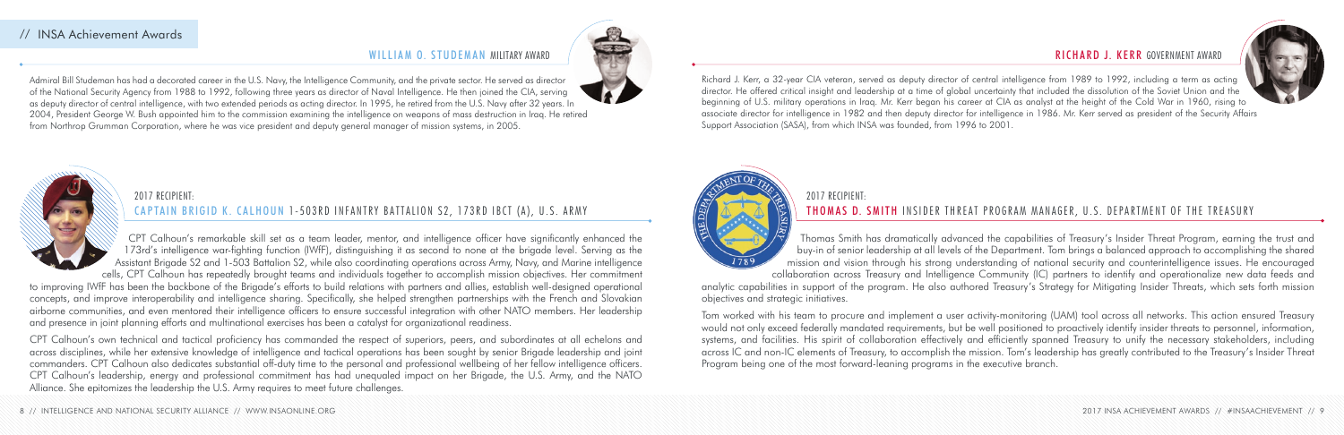## WILLIAM O. STUDEMAN MILITARY AWARD

Admiral Bill Studeman has had a decorated career in the U.S. Navy, the Intelligence Community, and the private sector. He served as director of the National Security Agency from 1988 to 1992, following three years as director of Naval Intelligence. He then joined the CIA, serving as deputy director of central intelligence, with two extended periods as acting director. In 1995, he retired from the U.S. Navy after 32 years. In 2004, President George W. Bush appointed him to the commission examining the intelligence on weapons of mass destruction in Iraq. He retired from Northrop Grumman Corporation, where he was vice president and deputy general manager of mission systems, in 2005.

### 2017 RECIPIENT:

### CAPTAIN BRIGID K. CALHOUN 1-503RD INFANTRY BATTALION S2, 173RD IBCT (A), U.S. ARMY

CPT Calhoun's remarkable skill set as a team leader, mentor, and intelligence officer have significantly enhanced the 173rd's intelligence war-fighting function (IWfF), distinguishing it as second to none at the brigade level. Serving as the Assistant Brigade S2 and 1-503 Battalion S2, while also coordinating operations across Army, Navy, and Marine intelligence cells, CPT Calhoun has repeatedly brought teams and individuals together to accomplish mission objectives. Her commitment to improving IWfF has been the backbone of the Brigade's efforts to build relations with partners and allies, establish well-designed operational concepts, and improve interoperability and intelligence sharing. Specifically, she helped strengthen partnerships with the French and Slovakian airborne communities, and even mentored their intelligence officers to ensure successful integration with other NATO members. Her leadership and presence in joint planning efforts and multinational exercises has been a catalyst for organizational readiness.

CPT Calhoun's own technical and tactical proficiency has commanded the respect of superiors, peers, and subordinates at all echelons and across disciplines, while her extensive knowledge of intelligence and tactical operations has been sought by senior Brigade leadership and joint commanders. CPT Calhoun also dedicates substantial off-duty time to the personal and professional wellbeing of her fellow intelligence officers. CPT Calhoun's leadership, energy and professional commitment has had unequaled impact on her Brigade, the U.S. Army, and the NATO Alliance. She epitomizes the leadership the U.S. Army requires to meet future challenges.

## RICHARD J. KERR GOVERNMENT AWARD

Richard J. Kerr, a 32-year CIA veteran, served as deputy director of central intelligence from 1989 to 1992, including a term as acting director. He offered critical insight and leadership at a time of global uncertainty that included the dissolution of the Soviet Union and the beginning of U.S. military operations in Iraq. Mr. Kerr began his career at CIA as analyst at the height of the Cold War in 1960, rising to associate director for intelligence in 1982 and then deputy director for intelligence in 1986. Mr. Kerr served as president of the Security Affairs Support Association (SASA), from which INSA was founded, from 1996 to 2001.

### 2017 RECIPIENT:

### THOMAS D. SMITH INSIDER THREAT PROGRAM MANAGER, U.S. DEPARTMENT OF THE TREASURY

Thomas Smith has dramatically advanced the capabilities of Treasury's Insider Threat Program, earning the trust and buy-in of senior leadership at all levels of the Department. Tom brings a balanced approach to accomplishing the shared mission and vision through his strong understanding of national security and counterintelligence issues. He encouraged collaboration across Treasury and Intelligence Community (IC) partners to identify and operationalize new data feeds and analytic capabilities in support of the program. He also authored Treasury's Strategy for Mitigating Insider Threats, which sets forth mission objectives and strategic initiatives.

Tom worked with his team to procure and implement a user activity-monitoring (UAM) tool across all networks. This action ensured Treasury would not only exceed federally mandated requirements, but be well positioned to proactively identify insider threats to personnel, information, systems, and facilities. His spirit of collaboration effectively and efficiently spanned Treasury to unify the necessary stakeholders, including across IC and non-IC elements of Treasury, to accomplish the mission. Tom's leadership has greatly contributed to the Treasury's Insider Threat Program being one of the most forward-leaning programs in the executive branch.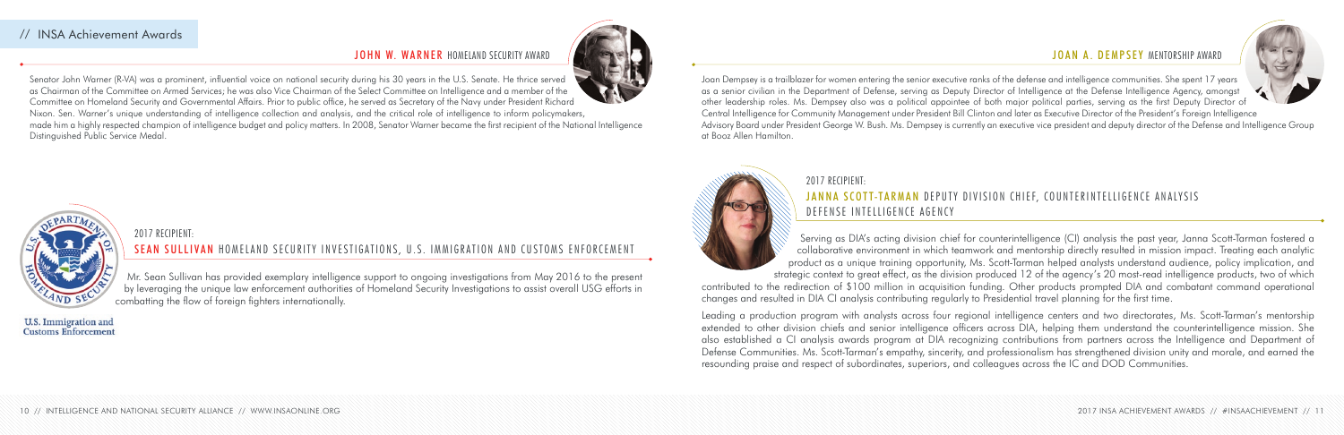## JOHN W. WARNER HOMELAND SECURITY AWARD

Senator John Warner (R-VA) was a prominent, influential voice on national security during his 30 years in the U.S. Senate. He thrice served as Chairman of the Committee on Armed Services; he was also Vice Chairman of the Select Committee on Intelligence and a member of the Committee on Homeland Security and Governmental Affairs. Prior to public office, he served as Secretary of the Navy under President Richard Nixon. Sen. Warner's unique understanding of intelligence collection and analysis, and the critical role of intelligence to inform policymakers, made him a highly respected champion of intelligence budget and policy matters. In 2008, Senator Warner became the first recipient of the National Intelligence Distinguished Public Service Medal.

### 2017 RECIPIENT:

### SEAN SULLIVAN HOMELAND SECURITY INVESTIGATIONS, U.S. IMMIGRATION AND CUSTOMS ENFORCEMENT

Mr. Sean Sullivan has provided exemplary intelligence support to ongoing investigations from May 2016 to the present by leveraging the unique law enforcement authorities of Homeland Security Investigations to assist overall USG efforts in combatting the flow of foreign fighters internationally.

## JOAN A. DEMPSEY MENTORSHIP AWARD

Joan Dempsey is a trailblazer for women entering the senior executive ranks of the defense and intelligence communities. She spent 17 years as a senior civilian in the Department of Defense, serving as Deputy Director of Intelligence at the Defense Intelligence Agency, amongst other leadership roles. Ms. Dempsey also was a political appointee of both major political parties, serving as the first Deputy Director of Central Intelligence for Community Management under President Bill Clinton and later as Executive Director of the President's Foreign Intelligence Advisory Board under President George W. Bush. Ms. Dempsey is currently an executive vice president and deputy director of the Defense and Intelligence Group at Booz Allen Hamilton.

### 2017 RECIPIENT:

### JANNA SCOTT-TARMAN DEPUTY DIVISION CHIEF, COUNTERINTELLIGENCE ANALYSIS DEFENSE INTELLIGENCE AGENCY

Serving as DIA's acting division chief for counterintelligence (CI) analysis the past year, Janna Scott-Tarman fostered a collaborative environment in which teamwork and mentorship directly resulted in mission impact. Treating each analytic product as a unique training opportunity, Ms. Scott-Tarman helped analysts understand audience, policy implication, and strategic context to great effect, as the division produced 12 of the agency's 20 most-read intelligence products, two of which contributed to the redirection of $100 million in acquisition funding. Other products prompted DIA and combatant command operational changes and resulted in DIA CI analysis contributing regularly to Presidential travel planning for the first time.

Leading a production program with analysts across four regional intelligence centers and two directorates, Ms. Scott-Tarman's mentorship extended to other division chiefs and senior intelligence officers across DIA, helping them understand the counterintelligence mission. She also established a CI analysis awards program at DIA recognizing contributions from partners across the Intelligence and Department of Defense Communities. Ms. Scott-Tarman's empathy, sincerity, and professionalism has strengthened division unity and morale, and earned the resounding praise and respect of subordinates, superiors, and colleagues across the IC and DOD Communities.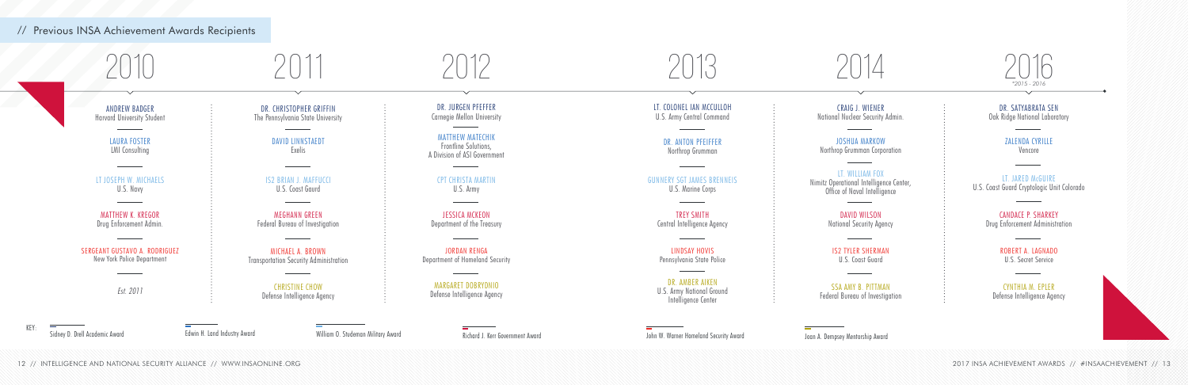## // Previous INSA Achievement Awards Recipients

### 2010

ANDREW BADGER
Harvard University Student

LAURA FOSTER
LMI Consulting

LT JOSEPH W. MICHAELS
U.S. Navy

MATTHEW K. KREGOR
Drug Enforcement Admin.

SERGEANT GUSTAVO A. RODRIGUEZ
New York Police Department

*Est. 2011*

### 2011

DR. CHRISTOPHER GRIFFIN
The Pennsylvania State University

DAVID LINNSTAEDT
Exelis

IS2 BRIAN J. MAFFUCCI
U.S. Coast Gaurd

MEGHANN GREEN
Federal Bureau of Investigation

MICHAEL A. BROWN
Transportation Security Administration

CHRISTINE CHOW
Defense Intelligence Agency

### 2012

DR. JURGEN PFEFFER
Carnegie Mellon University

MATTHEW MATECHIK
Frontline Solutions,
A Division of ASI Government

CPT CHRISTA MARTIN
U.S. Army

JESSICA MCKEON
Department of the Treasury

JORDAN RENGA
Department of Homeland Security

MARGARET DOBRYDNIO
Defense Intelligence Agency

### 2013

LT. COLONEL IAN MCCULLOH
U.S. Army Central Command

DR. ANTON PFEIFFER
Northrop Grumman

GUNNERY SGT JAMES BRENNEIS
U.S. Marine Corps

TREY SMITH
Central Intelligence Agency

LINDSAY HOVIS
Pennsylvania State Police

DR. AMBER AIKEN
U.S. Army National Ground
Intelligence Center

### 2014

CRAIG J. WIENER
National Nuclear Security Admin.

JOSHUA MARKOW
Northrop Grumman Corporation

LT. WILLIAM FOX
Nimitz Operational Intelligence Center,
Office of Naval Intelligence

DAVID WILSON
National Security Agency

IS2 TYLER SHERMAN
U.S. Coast Guard

SSA AMY B. PITTMAN
Federal Bureau of Investigation

### 2016
*2015 - 2016

DR. SATYABRATA SEN
Oak Ridge National Laboratory

ZALENDA CYRILLE
Vencore

LT. JARED McGUIRE
U.S. Coast Guard Cryptologic Unit Colorado

CANDACE P. SHARKEY
Drug Enforcement Administration

ROBERT A. LAGNADO
U.S. Secret Service

CYNTHIA M. EPLER
Defense Intelligence Agency

KEY:
- Sidney D. Drell Academic Award
- Edwin H. Land Industry Award
- William O. Studeman Military Award
- Richard J. Kerr Government Award
- John W. Warner Homeland Security Award
- Joan A. Dempsey Mentorship Award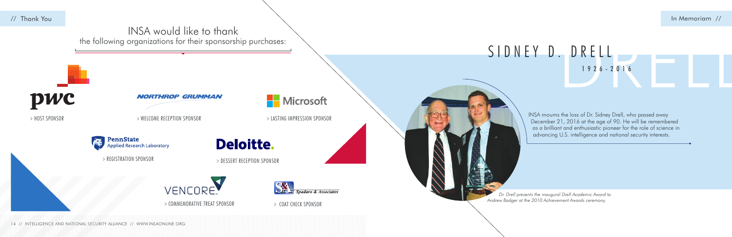// Thank You

## INSA would like to thank the following organizations for their sponsorship purchases:

pwc
> HOST SPONSOR

NORTHROP GRUMMAN
> WELCOME RECEPTION SPONSOR

Microsoft
> LASTING IMPRESSION SPONSOR

PennState Applied Research Laboratory
> REGISTRATION SPONSOR

Deloitte.
> DESSERT RECEPTION SPONSOR

VENCORE
> COMMEMORATIVE TREAT SPONSOR

S&A Spadaro & Associates
> COAT CHECK SPONSOR

In Memoriam //

# SIDNEY D. DRELL

1926-2016

INSA mourns the loss of Dr. Sidney Drell, who passed away December 21, 2016 at the age of 90. He will be remembered as a brilliant and enthusiastic pioneer for the role of science in advancing U.S. intelligence and national security interests.

*Dr. Drell presents the inaugural Drell Academic Award to Andrew Badger at the 2010 Achievement Awards ceremony.*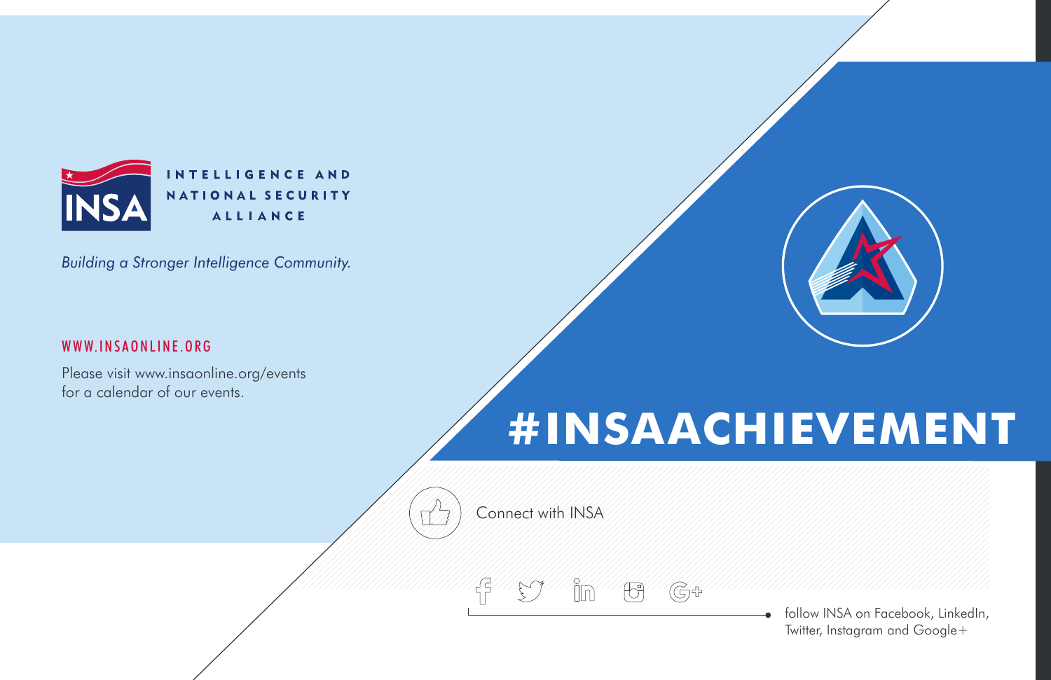INTELLIGENCE AND NATIONAL SECURITY ALLIANCE

*Building a Stronger Intelligence Community.*

WWW.INSAONLINE.ORG

Please visit www.insaonline.org/events for a calendar of our events.

# #INSAACHIEVEMENT

Connect with INSA

follow INSA on Facebook, LinkedIn, Twitter, Instagram and Google+